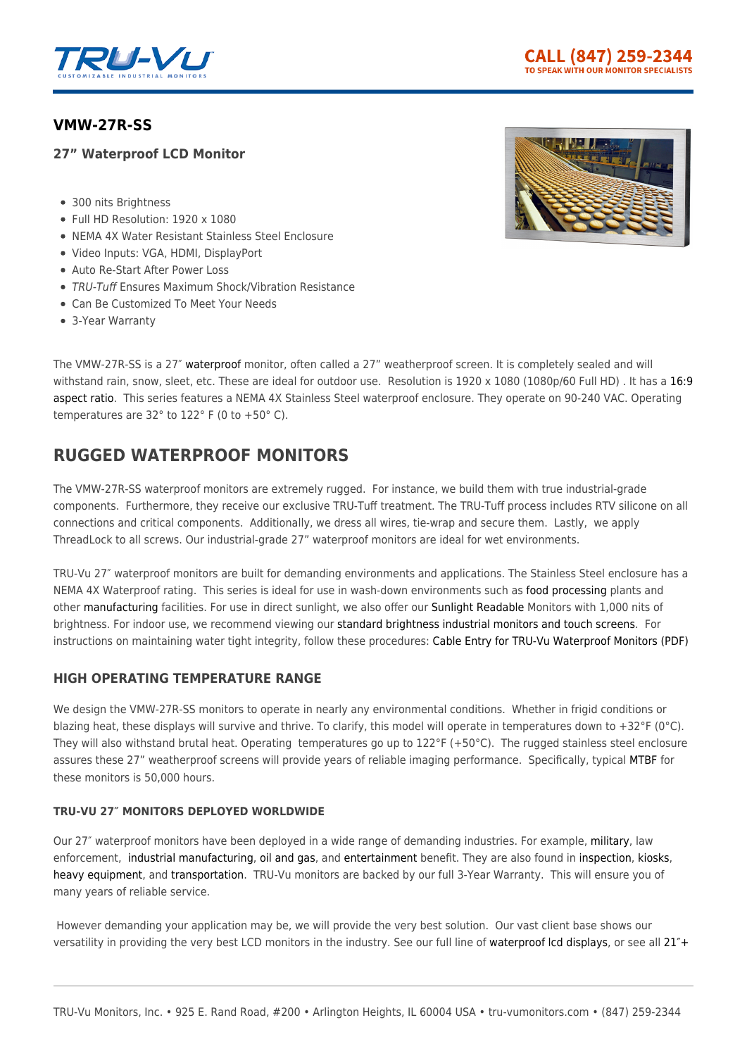## VMW-27R-SS

### 27" Waterproof LCD Monitor

- 300 nits Brightness
- Full HD Resolution: 1920 x 1080
- NEMA 4X Water Resistant Stainless Steel Enclosure
- Video Inputs: VGA, HDMI, DisplayPort
- Auto Re-Start After Power Loss
- *TRU-Tuff* Ensures Maximum Shock/Vibration Resistance
- Can Be Customized To Meet Your Needs
- 3-Year Warranty

The VMW-27R-SS is a 27″ waterproof monitor, often called a 27" weatherproof screen. It is completely sealed and will withstand rain, snow, sleet, etc. These are ideal for outdoor use. Resolution is 1920 x 1080 (1080p/60 Full HD) . It has a 16:9 aspect ratio. This series features a NEMA 4X Stainless Steel waterproof enclosure. They operate on 90-240 VAC. Operating temperatures are 32° to 122° F (0 to +50° C).

# RUGGED WATERPROOF MONITORS

The VMW-27R-SS waterproof monitors are extremely rugged. For instance, we build them with true industrial-grade components. Furthermore, they receive our exclusive TRU-Tuff treatment. The TRU-Tuff process includes RTV silicone on all connections and critical components. Additionally, we dress all wires, tie-wrap and secure them. Lastly, we apply ThreadLock to all screws. Our industrial-grade 27" waterproof monitors are ideal for wet environments.

TRU-Vu 27″ waterproof monitors are built for demanding environments and applications. The Stainless Steel enclosure has a NEMA 4X Waterproof rating. This series is ideal for use in wash-down environments such as food processing plants and other manufacturing facilities. For use in direct sunlight, we also offer our Sunlight Readable Monitors with 1,000 nits of brightness. For indoor use, we recommend viewing our standard brightness industrial monitors and touch screens. For instructions on maintaining water tight integrity, follow these procedures: Cable Entry for TRU-Vu Waterproof Monitors (PDF)

## HIGH OPERATING TEMPERATURE RANGE

We design the VMW-27R-SS monitors to operate in nearly any environmental conditions. Whether in frigid conditions or blazing heat, these displays will survive and thrive. To clarify, this model will operate in temperatures down to +32°F (0°C). They will also withstand brutal heat. Operating temperatures go up to 122°F (+50°C). The rugged stainless steel enclosure assures these 27" weatherproof screens will provide years of reliable imaging performance. Specifically, typical MTBF for these monitors is 50,000 hours.

### TRU-VU 27″ MONITORS DEPLOYED WORLDWIDE

Our 27″ waterproof monitors have been deployed in a wide range of demanding industries. For example, military, law enforcement, industrial manufacturing, oil and gas, and entertainment benefit. They are also found in inspection, kiosks, heavy equipment, and transportation. TRU-Vu monitors are backed by our full 3-Year Warranty. This will ensure you of many years of reliable service.

However demanding your application may be, we will provide the very best solution. Our vast client base shows our versatility in providing the very best LCD monitors in the industry. See our full line of waterproof lcd displays, or see all 21″+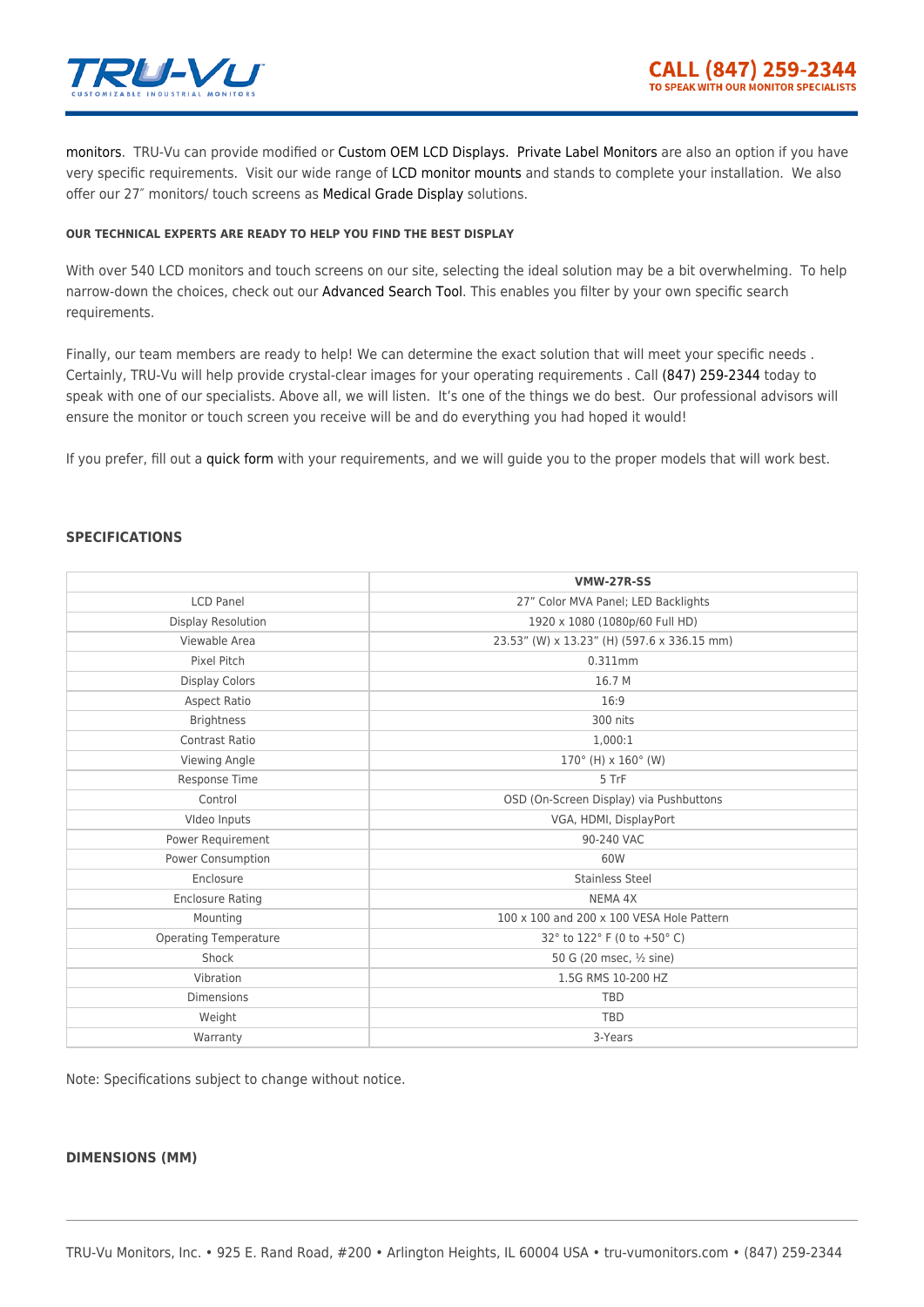monitors. TRU-Vu can provide modified or Custom OEM LCD Displays. Private Label Monitors are also an option if you have very specific requirements. Visit our wide range of LCD monitor mounts and stands to complete your installation. We also offer our 27″ monitors/ touch screens as Medical Grade Display solutions.

#### OUR TECHNICAL EXPERTS ARE READY TO HELP YOU FIND THE BEST DISPLAY

With over 540 LCD monitors and touch screens on our site, selecting the ideal solution may be a bit overwhelming. To help narrow-down the choices, check out our Advanced Search Tool. This enables you filter by your own specific search requirements.

Finally, our team members are ready to help! We can determine the exact solution that will meet your specific needs . Certainly, TRU-Vu will help provide crystal-clear images for your operating requirements . Call (847) 259-2344 today to speak with one of our specialists. Above all, we will listen. It's one of the things we do best. Our professional advisors will ensure the monitor or touch screen you receive will be and do everything you had hoped it would!

If you prefer, fill out a quick form with your requirements, and we will guide you to the proper models that will work best.

### SPECIFICATIONS

| | VMW-27R-SS |
|---|---|
| LCD Panel | 27" Color MVA Panel; LED Backlights |
| Display Resolution | 1920 x 1080 (1080p/60 Full HD) |
| Viewable Area | 23.53" (W) x 13.23" (H) (597.6 x 336.15 mm) |
| Pixel Pitch | 0.311mm |
| Display Colors | 16.7 M |
| Aspect Ratio | 16:9 |
| Brightness | 300 nits |
| Contrast Ratio | 1,000:1 |
| Viewing Angle | 170° (H) x 160° (W) |
| Response Time | 5 TrF |
| Control | OSD (On-Screen Display) via Pushbuttons |
| VIdeo Inputs | VGA, HDMI, DisplayPort |
| Power Requirement | 90-240 VAC |
| Power Consumption | 60W |
| Enclosure | Stainless Steel |
| Enclosure Rating | NEMA 4X |
| Mounting | 100 x 100 and 200 x 100 VESA Hole Pattern |
| Operating Temperature | 32° to 122° F (0 to +50° C) |
| Shock | 50 G (20 msec, ½ sine) |
| Vibration | 1.5G RMS 10-200 HZ |
| Dimensions | TBD |
| Weight | TBD |
| Warranty | 3-Years |

Note: Specifications subject to change without notice.

### DIMENSIONS (MM)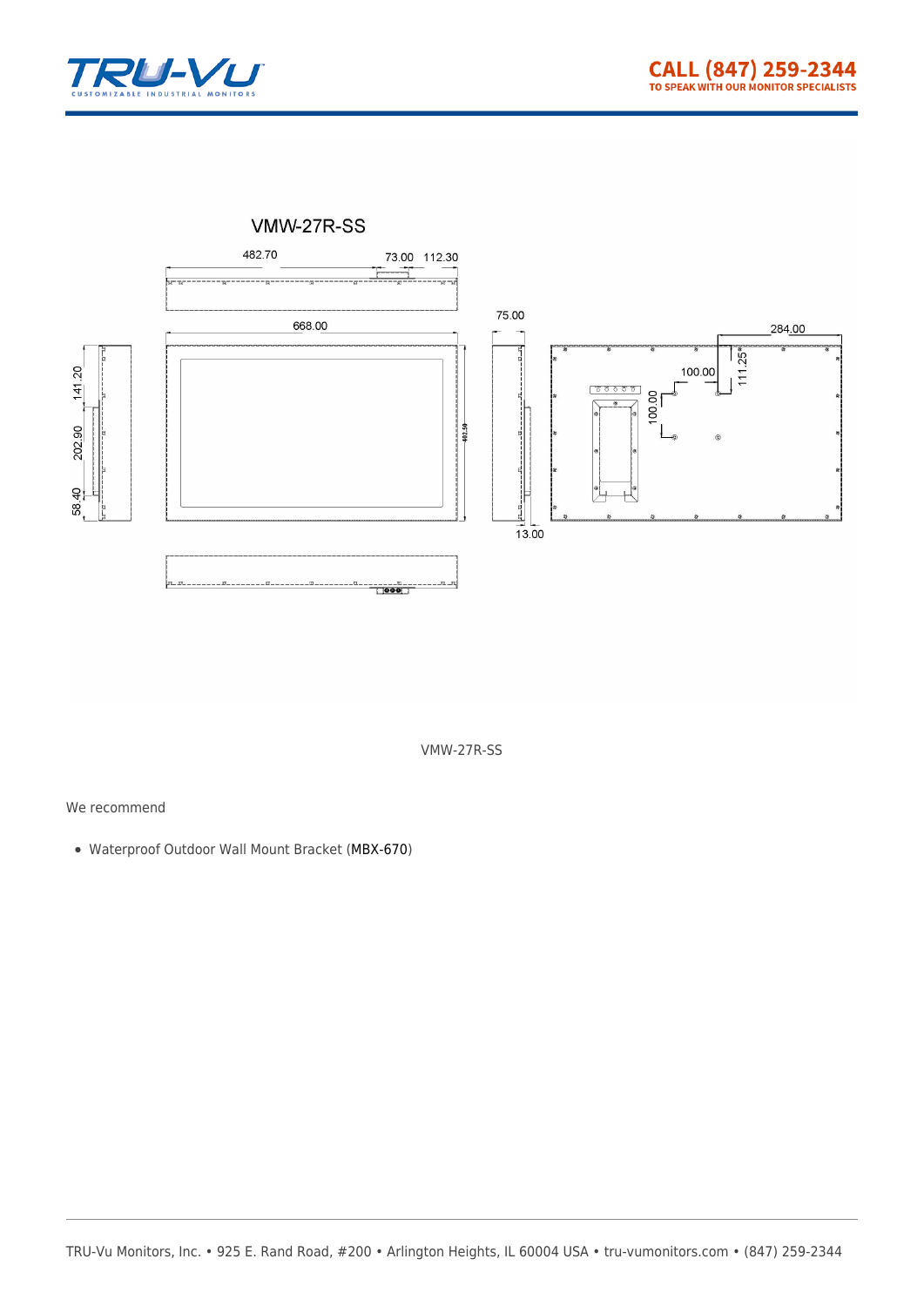VMW-27R-SS

482.70
73.00
112.30
668.00
75.00
284.00
141.20
202.90
58.40
100.00
100.00
111.25
13.00

VMW-27R-SS

We recommend

- Waterproof Outdoor Wall Mount Bracket (MBX-670)